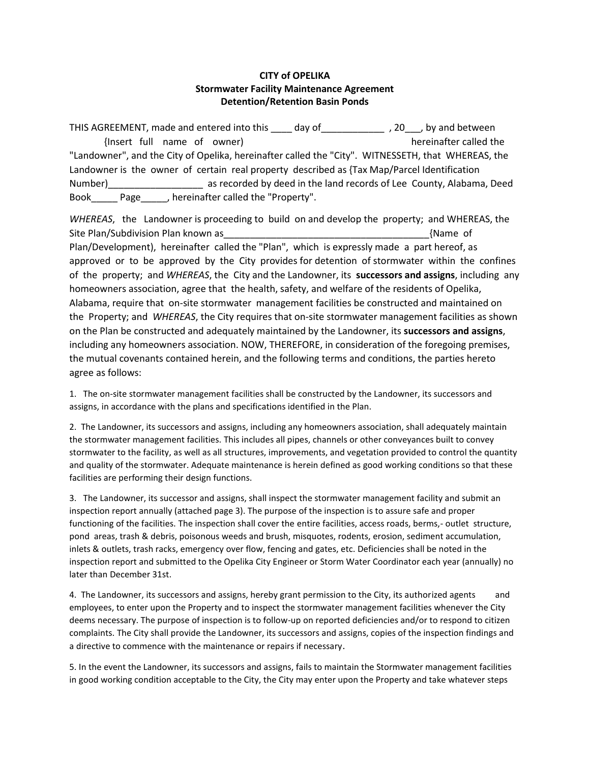**CITY of OPELIKA**
**Stormwater Facility Maintenance Agreement**
**Detention/Retention Basin Ponds**

THIS AGREEMENT, made and entered into this ____ day of____________ , 20___, by and between {Insert full name of owner) hereinafter called the "Landowner", and the City of Opelika, hereinafter called the "City". WITNESSETH, that WHEREAS, the Landowner is the owner of certain real property described as {Tax Map/Parcel Identification Number)__________________ as recorded by deed in the land records of Lee County, Alabama, Deed Book_____ Page_____, hereinafter called the "Property".

*WHEREAS*, the Landowner is proceeding to build on and develop the property; and WHEREAS, the Site Plan/Subdivision Plan known as________________________________________{Name of Plan/Development), hereinafter called the "Plan", which is expressly made a part hereof, as approved or to be approved by the City provides for detention of stormwater within the confines of the property; and *WHEREAS*, the City and the Landowner, its **successors and assigns**, including any homeowners association, agree that the health, safety, and welfare of the residents of Opelika, Alabama, require that on-site stormwater management facilities be constructed and maintained on the Property; and *WHEREAS*, the City requires that on-site stormwater management facilities as shown on the Plan be constructed and adequately maintained by the Landowner, its **successors and assigns**, including any homeowners association. NOW, THEREFORE, in consideration of the foregoing premises, the mutual covenants contained herein, and the following terms and conditions, the parties hereto agree as follows:

1. The on-site stormwater management facilities shall be constructed by the Landowner, its successors and assigns, in accordance with the plans and specifications identified in the Plan.

2. The Landowner, its successors and assigns, including any homeowners association, shall adequately maintain the stormwater management facilities. This includes all pipes, channels or other conveyances built to convey stormwater to the facility, as well as all structures, improvements, and vegetation provided to control the quantity and quality of the stormwater. Adequate maintenance is herein defined as good working conditions so that these facilities are performing their design functions.

3. The Landowner, its successor and assigns, shall inspect the stormwater management facility and submit an inspection report annually (attached page 3). The purpose of the inspection is to assure safe and proper functioning of the facilities. The inspection shall cover the entire facilities, access roads, berms,- outlet structure, pond areas, trash & debris, poisonous weeds and brush, misquotes, rodents, erosion, sediment accumulation, inlets & outlets, trash racks, emergency over flow, fencing and gates, etc. Deficiencies shall be noted in the inspection report and submitted to the Opelika City Engineer or Storm Water Coordinator each year (annually) no later than December 31st.

4. The Landowner, its successors and assigns, hereby grant permission to the City, its authorized agents and employees, to enter upon the Property and to inspect the stormwater management facilities whenever the City deems necessary. The purpose of inspection is to follow-up on reported deficiencies and/or to respond to citizen complaints. The City shall provide the Landowner, its successors and assigns, copies of the inspection findings and a directive to commence with the maintenance or repairs if necessary.

5. In the event the Landowner, its successors and assigns, fails to maintain the Stormwater management facilities in good working condition acceptable to the City, the City may enter upon the Property and take whatever steps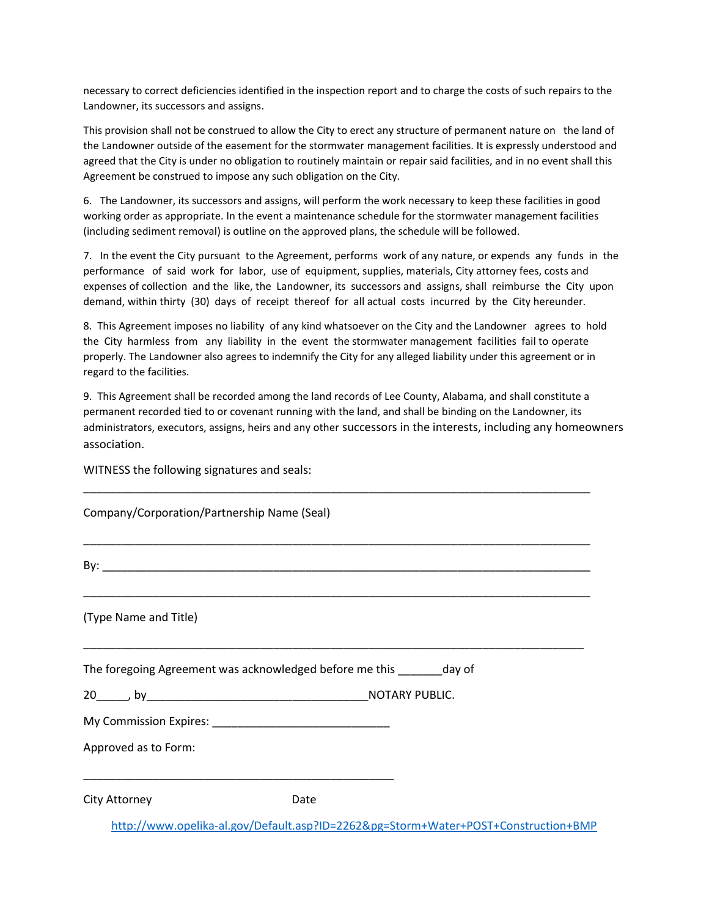necessary to correct deficiencies identified in the inspection report and to charge the costs of such repairs to the Landowner, its successors and assigns.

This provision shall not be construed to allow the City to erect any structure of permanent nature on the land of the Landowner outside of the easement for the stormwater management facilities. It is expressly understood and agreed that the City is under no obligation to routinely maintain or repair said facilities, and in no event shall this Agreement be construed to impose any such obligation on the City.

6. The Landowner, its successors and assigns, will perform the work necessary to keep these facilities in good working order as appropriate. In the event a maintenance schedule for the stormwater management facilities (including sediment removal) is outline on the approved plans, the schedule will be followed.

7. In the event the City pursuant to the Agreement, performs work of any nature, or expends any funds in the performance of said work for labor, use of equipment, supplies, materials, City attorney fees, costs and expenses of collection and the like, the Landowner, its successors and assigns, shall reimburse the City upon demand, within thirty (30) days of receipt thereof for all actual costs incurred by the City hereunder.

8. This Agreement imposes no liability of any kind whatsoever on the City and the Landowner agrees to hold the City harmless from any liability in the event the stormwater management facilities fail to operate properly. The Landowner also agrees to indemnify the City for any alleged liability under this agreement or in regard to the facilities.

9. This Agreement shall be recorded among the land records of Lee County, Alabama, and shall constitute a permanent recorded tied to or covenant running with the land, and shall be binding on the Landowner, its administrators, executors, assigns, heirs and any other successors in the interests, including any homeowners association.

WITNESS the following signatures and seals:

_______________________________________________________________________________

Company/Corporation/Partnership Name (Seal)

_______________________________________________________________________________

By: ___________________________________________________________________________

_______________________________________________________________________________

(Type Name and Title)

_______________________________________________________________________________

The foregoing Agreement was acknowledged before me this _______day of

20_____, by___________________________________NOTARY PUBLIC.

My Commission Expires: ____________________________

Approved as to Form:

_________________________________________________

City Attorney Date

http://www.opelika-al.gov/Default.asp?ID=2262&pg=Storm+Water+POST+Construction+BMP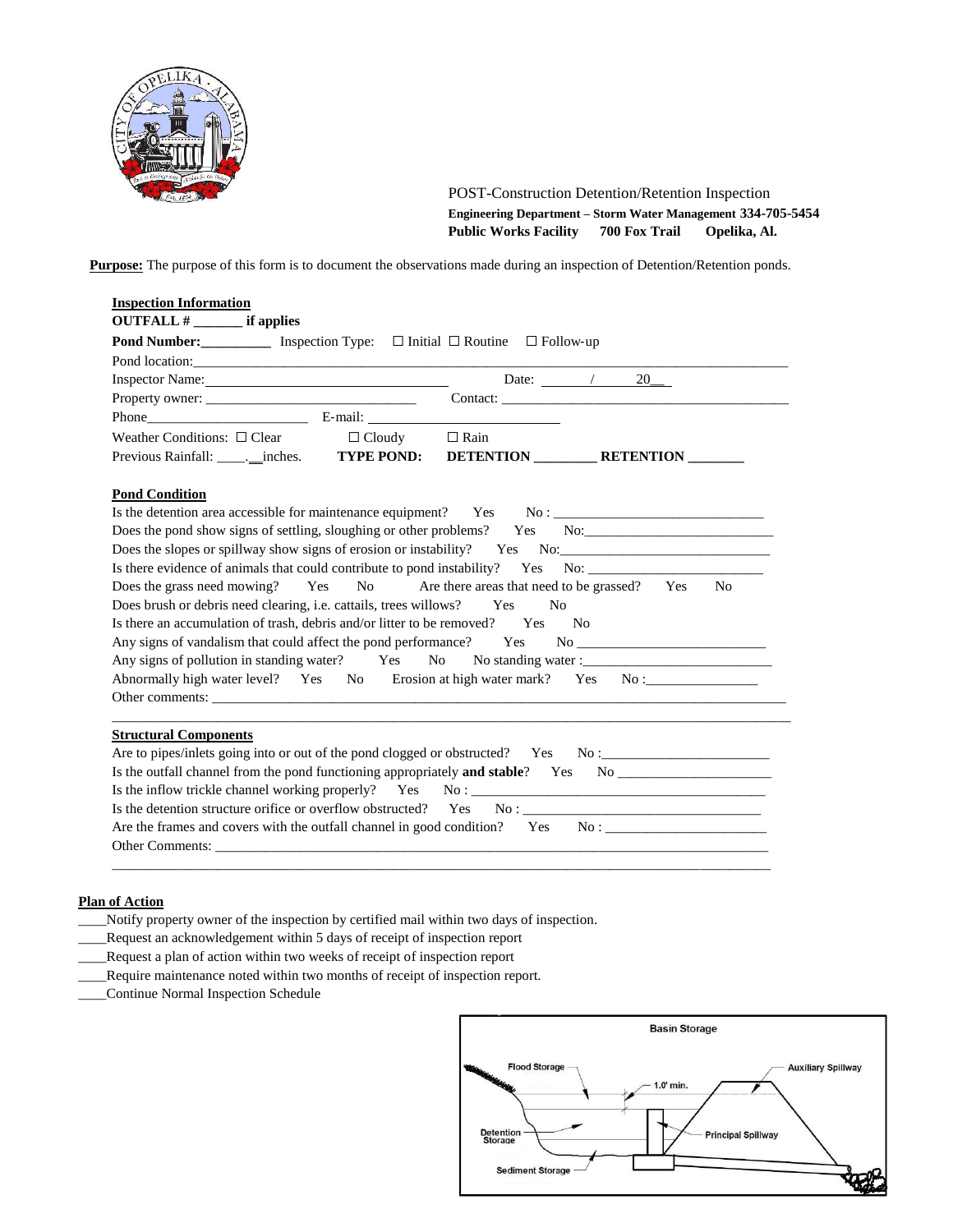POST-Construction Detention/Retention Inspection
**Engineering Department – Storm Water Management 334-705-5454**
**Public Works Facility 700 Fox Trail Opelika, Al.**

**Purpose:** The purpose of this form is to document the observations made during an inspection of Detention/Retention ponds.

**Inspection Information**
**OUTFALL # _______ if applies**
**Pond Number:__________** Inspection Type: ☐ Initial ☐ Routine ☐ Follow-up
Pond location:_______________________________________________
Inspector Name:_____________________ Date: ______/______ 20__
Property owner: _____________________ Contact: _____________________
Phone_____________________ E-mail: _____________________
Weather Conditions: ☐ Clear ☐ Cloudy ☐ Rain
Previous Rainfall: ____.__inches. **TYPE POND: DETENTION ________ RETENTION ________**

**Pond Condition**
Is the detention area accessible for maintenance equipment? Yes No : _____________________
Does the pond show signs of settling, sloughing or other problems? Yes No:_____________________
Does the slopes or spillway show signs of erosion or instability? Yes No:_____________________
Is there evidence of animals that could contribute to pond instability? Yes No: _____________________
Does the grass need mowing? Yes No Are there areas that need to be grassed? Yes No
Does brush or debris need clearing, i.e. cattails, trees willows? Yes No
Is there an accumulation of trash, debris and/or litter to be removed? Yes No
Any signs of vandalism that could affect the pond performance? Yes No _____________________
Any signs of pollution in standing water? Yes No No standing water :_____________________
Abnormally high water level? Yes No Erosion at high water mark? Yes No :_______________
Other comments: _______________________________________________

**Structural Components**
Are to pipes/inlets going into or out of the pond clogged or obstructed? Yes No :_____________________
Is the outfall channel from the pond functioning appropriately **and stable**? Yes No _____________________
Is the inflow trickle channel working properly? Yes No : _____________________
Is the detention structure orifice or overflow obstructed? Yes No : _____________________
Are the frames and covers with the outfall channel in good condition? Yes No : _____________________
Other Comments: _______________________________________________

**Plan of Action**
____Notify property owner of the inspection by certified mail within two days of inspection.
____Request an acknowledgement within 5 days of receipt of inspection report
____Request a plan of action within two weeks of receipt of inspection report
____Require maintenance noted within two months of receipt of inspection report.
____Continue Normal Inspection Schedule

Basin Storage
Flood Storage
1.0' min.
Auxiliary Spillway
Detention Storage
Principal Spillway
Sediment Storage